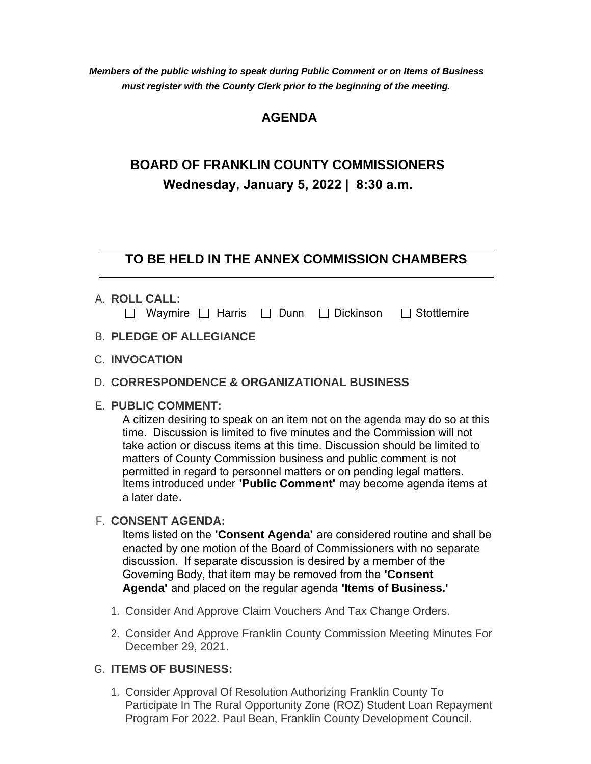***Members of the public wishing to speak during Public Comment or on Items of Business must register with the County Clerk prior to the beginning of the meeting.***

# AGENDA

## BOARD OF FRANKLIN COUNTY COMMISSIONERS

### Wednesday, January 5, 2022 | 8:30 a.m.

---

## TO BE HELD IN THE ANNEX COMMISSION CHAMBERS

---

A. **ROLL CALL:**

☐ Waymire ☐ Harris ☐ Dunn ☐ Dickinson ☐ Stottlemire

B. **PLEDGE OF ALLEGIANCE**

C. **INVOCATION**

D. **CORRESPONDENCE & ORGANIZATIONAL BUSINESS**

E. **PUBLIC COMMENT:**

A citizen desiring to speak on an item not on the agenda may do so at this time. Discussion is limited to five minutes and the Commission will not take action or discuss items at this time. Discussion should be limited to matters of County Commission business and public comment is not permitted in regard to personnel matters or on pending legal matters. Items introduced under **'Public Comment'** may become agenda items at a later date**.**

F. **CONSENT AGENDA:**

Items listed on the **'Consent Agenda'** are considered routine and shall be enacted by one motion of the Board of Commissioners with no separate discussion. If separate discussion is desired by a member of the Governing Body, that item may be removed from the **'Consent Agenda'** and placed on the regular agenda **'Items of Business.'**

1. Consider And Approve Claim Vouchers And Tax Change Orders.
2. Consider And Approve Franklin County Commission Meeting Minutes For December 29, 2021.

G. **ITEMS OF BUSINESS:**

1. Consider Approval Of Resolution Authorizing Franklin County To Participate In The Rural Opportunity Zone (ROZ) Student Loan Repayment Program For 2022. Paul Bean, Franklin County Development Council.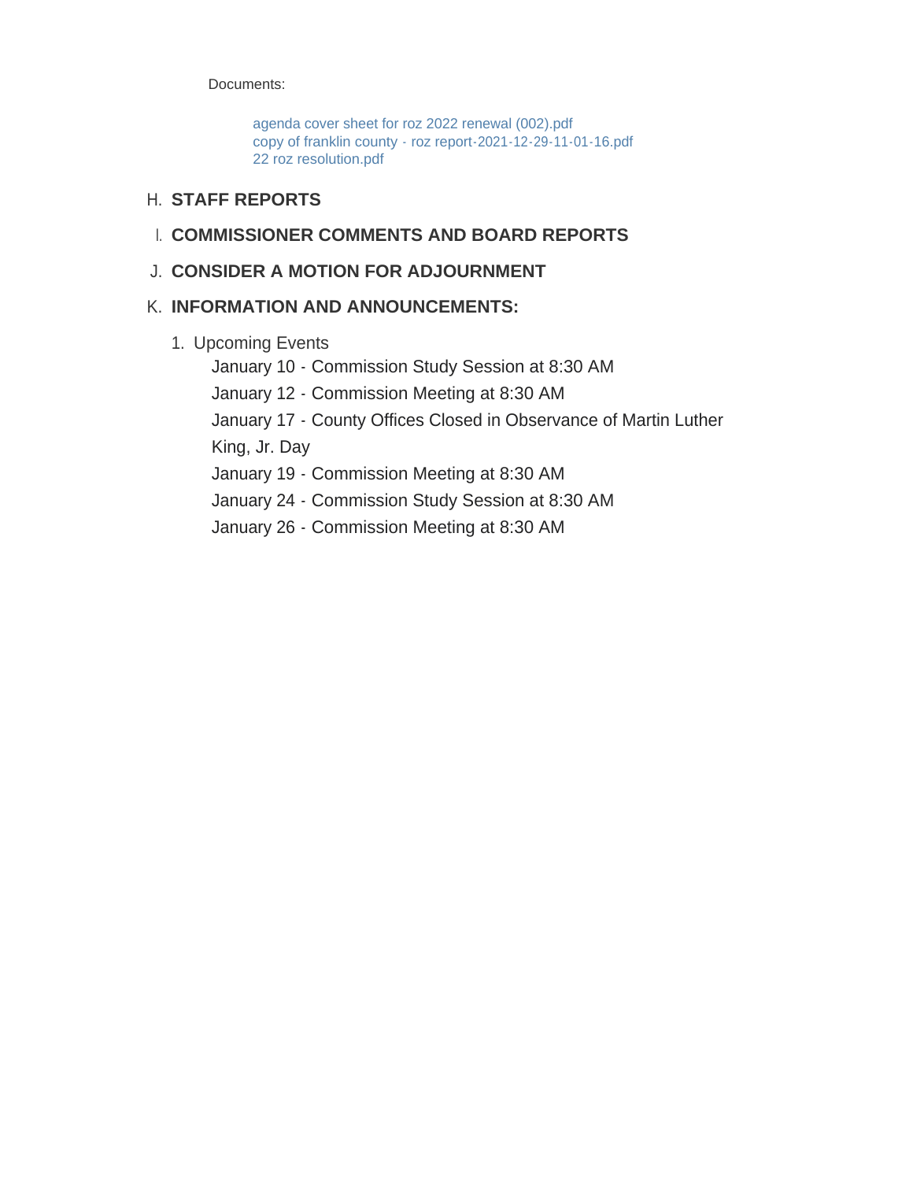Documents:

agenda cover sheet for roz 2022 renewal (002).pdf
copy of franklin county - roz report-2021-12-29-11-01-16.pdf
22 roz resolution.pdf

H. **STAFF REPORTS**

I. **COMMISSIONER COMMENTS AND BOARD REPORTS**

J. **CONSIDER A MOTION FOR ADJOURNMENT**

K. **INFORMATION AND ANNOUNCEMENTS:**

1. Upcoming Events

   January 10 - Commission Study Session at 8:30 AM

   January 12 - Commission Meeting at 8:30 AM

   January 17 - County Offices Closed in Observance of Martin Luther King, Jr. Day

   January 19 - Commission Meeting at 8:30 AM

   January 24 - Commission Study Session at 8:30 AM

   January 26 - Commission Meeting at 8:30 AM